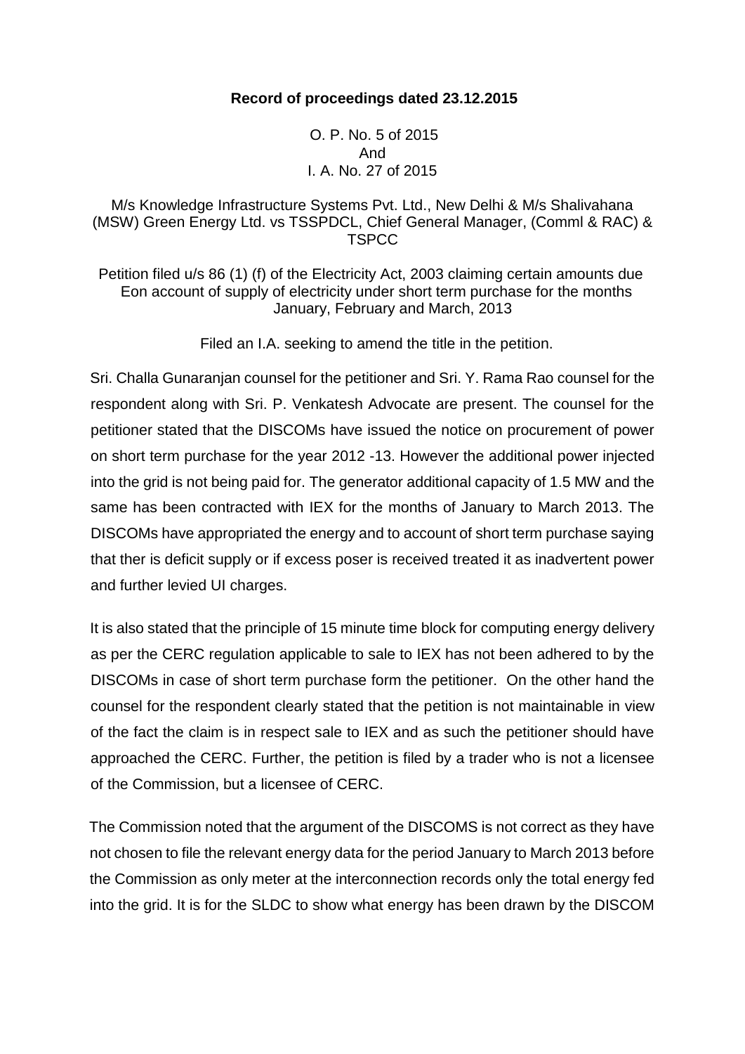**Record of proceedings dated 23.12.2015**

O. P. No. 5 of 2015
And
I. A. No. 27 of 2015

M/s Knowledge Infrastructure Systems Pvt. Ltd., New Delhi & M/s Shalivahana (MSW) Green Energy Ltd. vs TSSPDCL, Chief General Manager, (Comml & RAC) & TSPCC

Petition filed u/s 86 (1) (f) of the Electricity Act, 2003 claiming certain amounts due Eon account of supply of electricity under short term purchase for the months January, February and March, 2013

Filed an I.A. seeking to amend the title in the petition.

Sri. Challa Gunaranjan counsel for the petitioner and Sri. Y. Rama Rao counsel for the respondent along with Sri. P. Venkatesh Advocate are present. The counsel for the petitioner stated that the DISCOMs have issued the notice on procurement of power on short term purchase for the year 2012 -13. However the additional power injected into the grid is not being paid for. The generator additional capacity of 1.5 MW and the same has been contracted with IEX for the months of January to March 2013. The DISCOMs have appropriated the energy and to account of short term purchase saying that ther is deficit supply or if excess poser is received treated it as inadvertent power and further levied UI charges.

It is also stated that the principle of 15 minute time block for computing energy delivery as per the CERC regulation applicable to sale to IEX has not been adhered to by the DISCOMs in case of short term purchase form the petitioner. On the other hand the counsel for the respondent clearly stated that the petition is not maintainable in view of the fact the claim is in respect sale to IEX and as such the petitioner should have approached the CERC. Further, the petition is filed by a trader who is not a licensee of the Commission, but a licensee of CERC.

The Commission noted that the argument of the DISCOMS is not correct as they have not chosen to file the relevant energy data for the period January to March 2013 before the Commission as only meter at the interconnection records only the total energy fed into the grid. It is for the SLDC to show what energy has been drawn by the DISCOM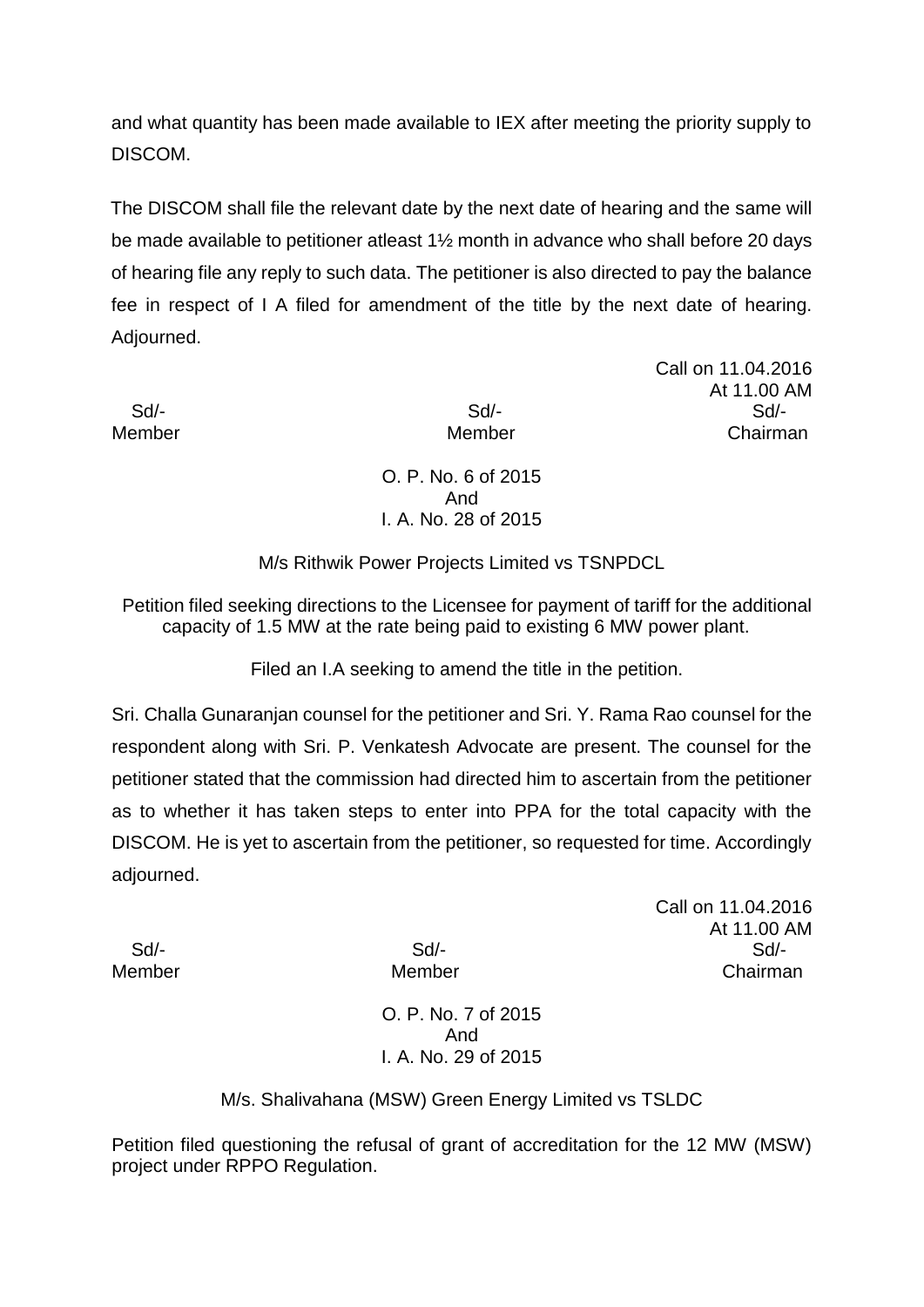and what quantity has been made available to IEX after meeting the priority supply to DISCOM.

The DISCOM shall file the relevant date by the next date of hearing and the same will be made available to petitioner atleast 1½ month in advance who shall before 20 days of hearing file any reply to such data. The petitioner is also directed to pay the balance fee in respect of I A filed for amendment of the title by the next date of hearing. Adjourned.

Call on 11.04.2016
At 11.00 AM

| Sd/- | Sd/- | Sd/- |
|---|---|---|
| Member | Member | Chairman |

O. P. No. 6 of 2015
And
I. A. No. 28 of 2015

M/s Rithwik Power Projects Limited vs TSNPDCL

Petition filed seeking directions to the Licensee for payment of tariff for the additional capacity of 1.5 MW at the rate being paid to existing 6 MW power plant.

Filed an I.A seeking to amend the title in the petition.

Sri. Challa Gunaranjan counsel for the petitioner and Sri. Y. Rama Rao counsel for the respondent along with Sri. P. Venkatesh Advocate are present. The counsel for the petitioner stated that the commission had directed him to ascertain from the petitioner as to whether it has taken steps to enter into PPA for the total capacity with the DISCOM. He is yet to ascertain from the petitioner, so requested for time. Accordingly adjourned.

Call on 11.04.2016
At 11.00 AM

| Sd/- | Sd/- | Sd/- |
|---|---|---|
| Member | Member | Chairman |

O. P. No. 7 of 2015
And
I. A. No. 29 of 2015

M/s. Shalivahana (MSW) Green Energy Limited vs TSLDC

Petition filed questioning the refusal of grant of accreditation for the 12 MW (MSW) project under RPPO Regulation.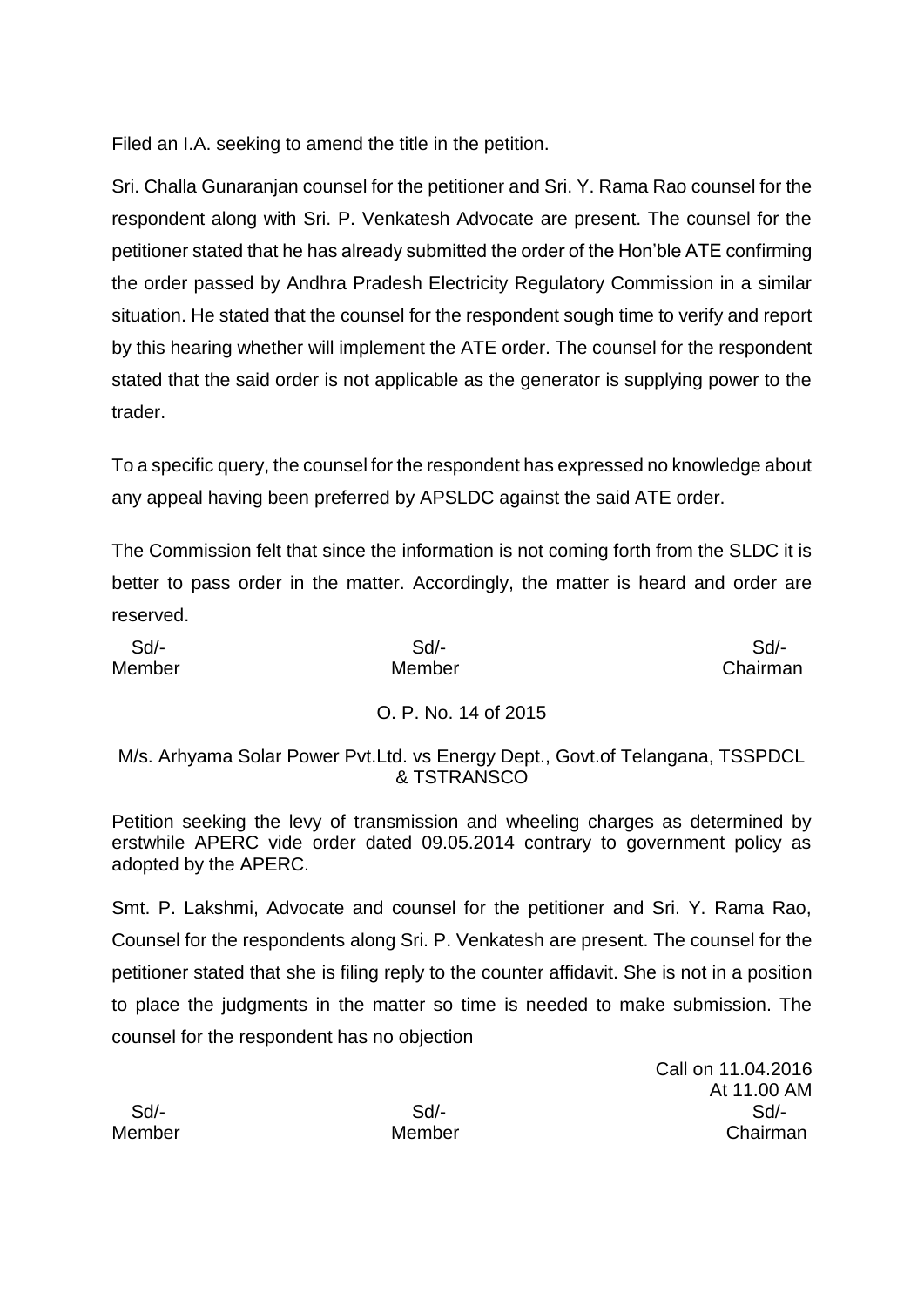Filed an I.A. seeking to amend the title in the petition.

Sri. Challa Gunaranjan counsel for the petitioner and Sri. Y. Rama Rao counsel for the respondent along with Sri. P. Venkatesh Advocate are present. The counsel for the petitioner stated that he has already submitted the order of the Hon'ble ATE confirming the order passed by Andhra Pradesh Electricity Regulatory Commission in a similar situation. He stated that the counsel for the respondent sough time to verify and report by this hearing whether will implement the ATE order. The counsel for the respondent stated that the said order is not applicable as the generator is supplying power to the trader.

To a specific query, the counsel for the respondent has expressed no knowledge about any appeal having been preferred by APSLDC against the said ATE order.

The Commission felt that since the information is not coming forth from the SLDC it is better to pass order in the matter. Accordingly, the matter is heard and order are reserved.

| Sd/- | Sd/- | Sd/- |
|---|---|---|
| Member | Member | Chairman |

O. P. No. 14 of 2015

M/s. Arhyama Solar Power Pvt.Ltd. vs Energy Dept., Govt.of Telangana, TSSPDCL & TSTRANSCO

Petition seeking the levy of transmission and wheeling charges as determined by erstwhile APERC vide order dated 09.05.2014 contrary to government policy as adopted by the APERC.

Smt. P. Lakshmi, Advocate and counsel for the petitioner and Sri. Y. Rama Rao, Counsel for the respondents along Sri. P. Venkatesh are present. The counsel for the petitioner stated that she is filing reply to the counter affidavit. She is not in a position to place the judgments in the matter so time is needed to make submission. The counsel for the respondent has no objection

Call on 11.04.2016
At 11.00 AM

| Sd/- | Sd/- | Sd/- |
|---|---|---|
| Member | Member | Chairman |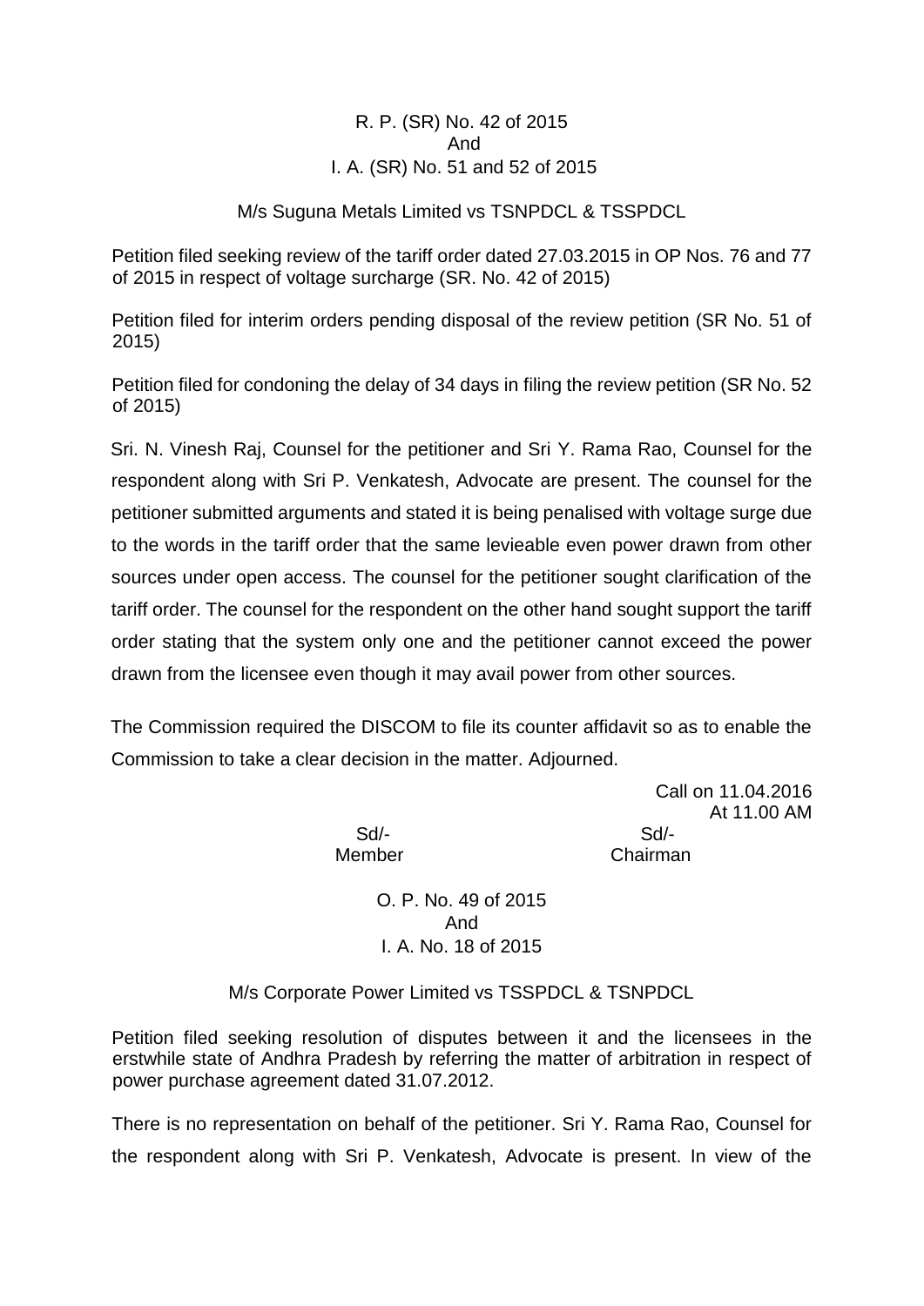R. P. (SR) No. 42 of 2015
And
I. A. (SR) No. 51 and 52 of 2015

M/s Suguna Metals Limited vs TSNPDCL & TSSPDCL

Petition filed seeking review of the tariff order dated 27.03.2015 in OP Nos. 76 and 77 of 2015 in respect of voltage surcharge (SR. No. 42 of 2015)

Petition filed for interim orders pending disposal of the review petition (SR No. 51 of 2015)

Petition filed for condoning the delay of 34 days in filing the review petition (SR No. 52 of 2015)

Sri. N. Vinesh Raj, Counsel for the petitioner and Sri Y. Rama Rao, Counsel for the respondent along with Sri P. Venkatesh, Advocate are present. The counsel for the petitioner submitted arguments and stated it is being penalised with voltage surge due to the words in the tariff order that the same levieable even power drawn from other sources under open access. The counsel for the petitioner sought clarification of the tariff order. The counsel for the respondent on the other hand sought support the tariff order stating that the system only one and the petitioner cannot exceed the power drawn from the licensee even though it may avail power from other sources.

The Commission required the DISCOM to file its counter affidavit so as to enable the Commission to take a clear decision in the matter. Adjourned.

Call on 11.04.2016
At 11.00 AM

Sd/-
Member

Sd/-
Chairman

O. P. No. 49 of 2015
And
I. A. No. 18 of 2015

M/s Corporate Power Limited vs TSSPDCL & TSNPDCL

Petition filed seeking resolution of disputes between it and the licensees in the erstwhile state of Andhra Pradesh by referring the matter of arbitration in respect of power purchase agreement dated 31.07.2012.

There is no representation on behalf of the petitioner. Sri Y. Rama Rao, Counsel for the respondent along with Sri P. Venkatesh, Advocate is present. In view of the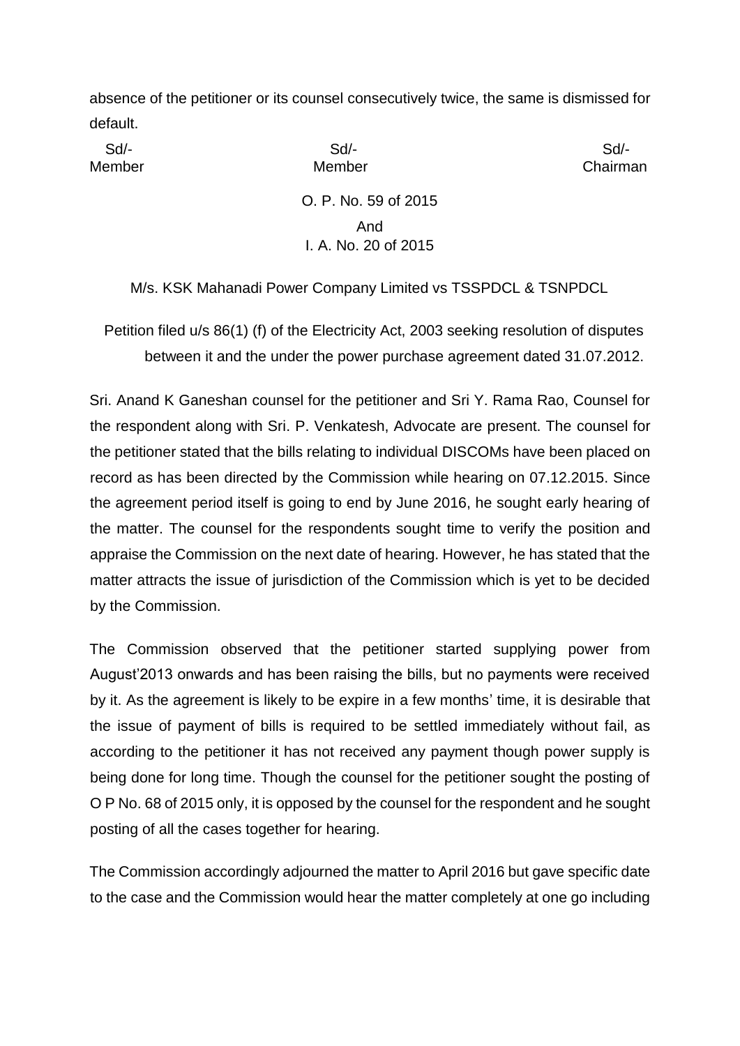absence of the petitioner or its counsel consecutively twice, the same is dismissed for default.

| Sd/- | Sd/- | Sd/- |
|---|---|---|
| Member | Member | Chairman |

O. P. No. 59 of 2015
And
I. A. No. 20 of 2015

M/s. KSK Mahanadi Power Company Limited vs TSSPDCL & TSNPDCL

Petition filed u/s 86(1) (f) of the Electricity Act, 2003 seeking resolution of disputes between it and the under the power purchase agreement dated 31.07.2012.

Sri. Anand K Ganeshan counsel for the petitioner and Sri Y. Rama Rao, Counsel for the respondent along with Sri. P. Venkatesh, Advocate are present. The counsel for the petitioner stated that the bills relating to individual DISCOMs have been placed on record as has been directed by the Commission while hearing on 07.12.2015. Since the agreement period itself is going to end by June 2016, he sought early hearing of the matter. The counsel for the respondents sought time to verify the position and appraise the Commission on the next date of hearing. However, he has stated that the matter attracts the issue of jurisdiction of the Commission which is yet to be decided by the Commission.

The Commission observed that the petitioner started supplying power from August'2013 onwards and has been raising the bills, but no payments were received by it. As the agreement is likely to be expire in a few months' time, it is desirable that the issue of payment of bills is required to be settled immediately without fail, as according to the petitioner it has not received any payment though power supply is being done for long time. Though the counsel for the petitioner sought the posting of O P No. 68 of 2015 only, it is opposed by the counsel for the respondent and he sought posting of all the cases together for hearing.

The Commission accordingly adjourned the matter to April 2016 but gave specific date to the case and the Commission would hear the matter completely at one go including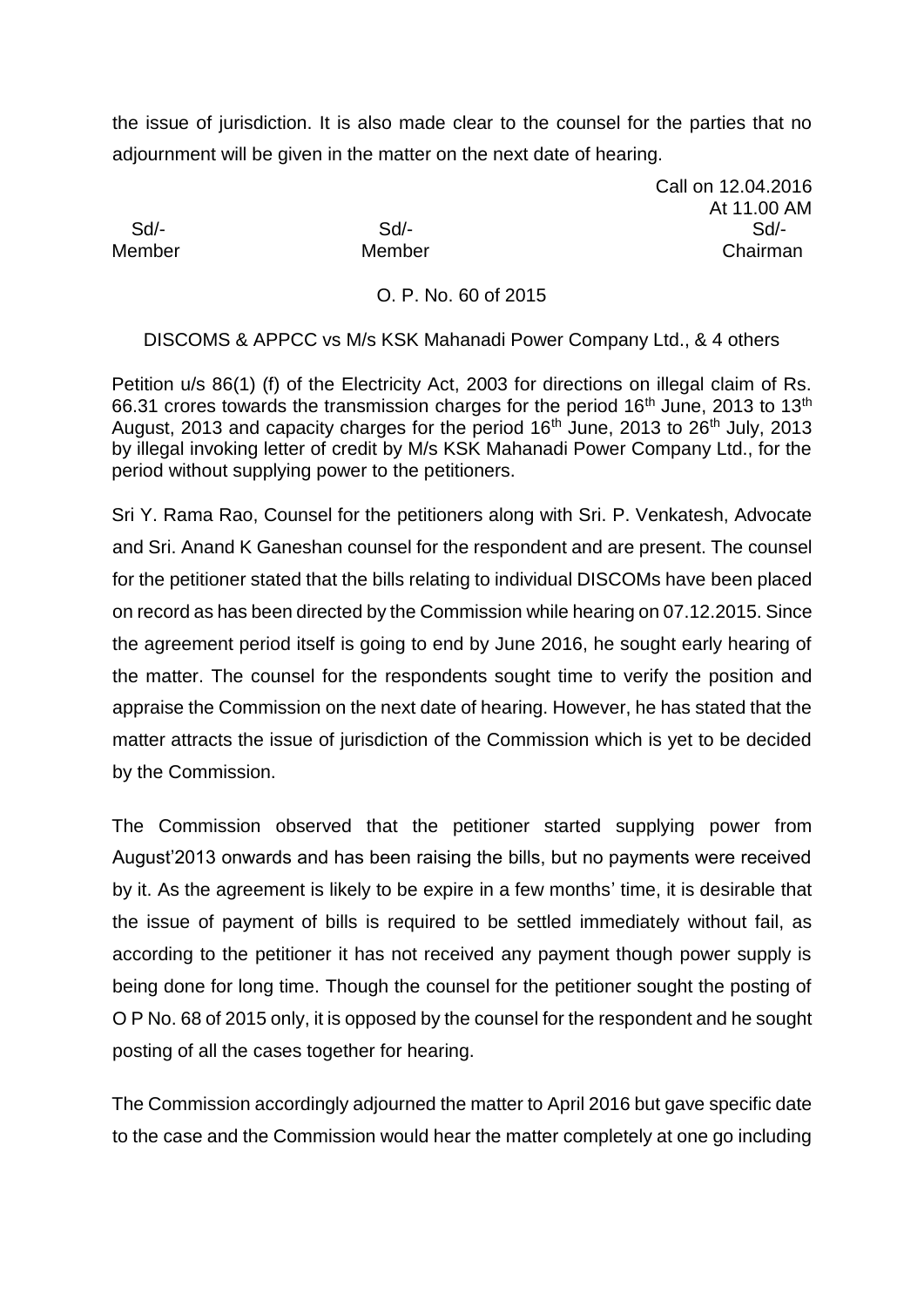the issue of jurisdiction. It is also made clear to the counsel for the parties that no adjournment will be given in the matter on the next date of hearing.

Call on 12.04.2016
At 11.00 AM

| Sd/- | Sd/- | Sd/- |
|---|---|---|
| Member | Member | Chairman |

O. P. No. 60 of 2015

DISCOMS & APPCC vs M/s KSK Mahanadi Power Company Ltd., & 4 others

Petition u/s 86(1) (f) of the Electricity Act, 2003 for directions on illegal claim of Rs. 66.31 crores towards the transmission charges for the period 16th June, 2013 to 13th August, 2013 and capacity charges for the period 16th June, 2013 to 26th July, 2013 by illegal invoking letter of credit by M/s KSK Mahanadi Power Company Ltd., for the period without supplying power to the petitioners.

Sri Y. Rama Rao, Counsel for the petitioners along with Sri. P. Venkatesh, Advocate and Sri. Anand K Ganeshan counsel for the respondent and are present. The counsel for the petitioner stated that the bills relating to individual DISCOMs have been placed on record as has been directed by the Commission while hearing on 07.12.2015. Since the agreement period itself is going to end by June 2016, he sought early hearing of the matter. The counsel for the respondents sought time to verify the position and appraise the Commission on the next date of hearing. However, he has stated that the matter attracts the issue of jurisdiction of the Commission which is yet to be decided by the Commission.

The Commission observed that the petitioner started supplying power from August'2013 onwards and has been raising the bills, but no payments were received by it. As the agreement is likely to be expire in a few months' time, it is desirable that the issue of payment of bills is required to be settled immediately without fail, as according to the petitioner it has not received any payment though power supply is being done for long time. Though the counsel for the petitioner sought the posting of O P No. 68 of 2015 only, it is opposed by the counsel for the respondent and he sought posting of all the cases together for hearing.

The Commission accordingly adjourned the matter to April 2016 but gave specific date to the case and the Commission would hear the matter completely at one go including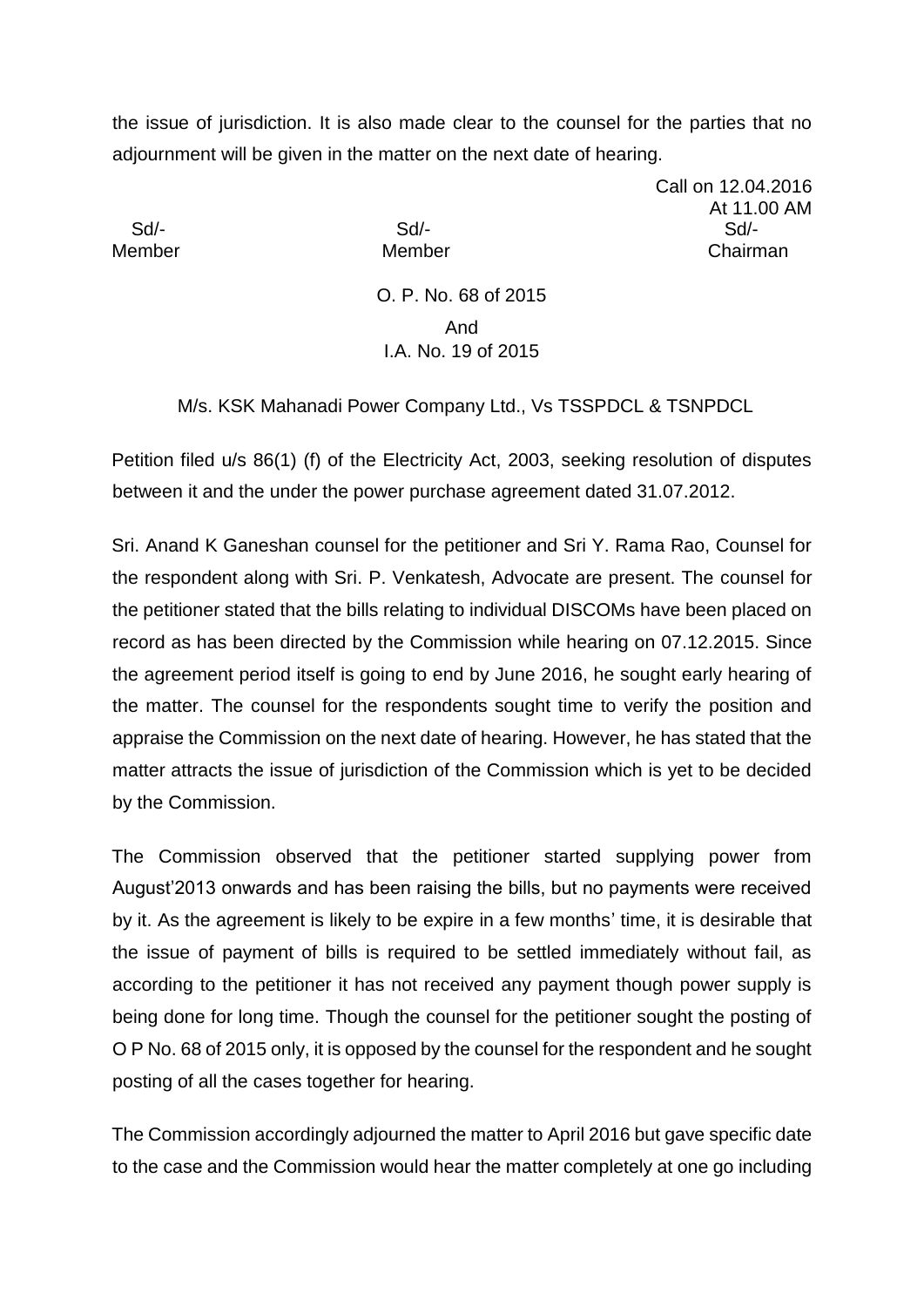the issue of jurisdiction. It is also made clear to the counsel for the parties that no adjournment will be given in the matter on the next date of hearing.

Call on 12.04.2016
At 11.00 AM

| Sd/- | Sd/- | Sd/- |
|---|---|---|
| Member | Member | Chairman |

O. P. No. 68 of 2015
And
I.A. No. 19 of 2015

M/s. KSK Mahanadi Power Company Ltd., Vs TSSPDCL & TSNPDCL

Petition filed u/s 86(1) (f) of the Electricity Act, 2003, seeking resolution of disputes between it and the under the power purchase agreement dated 31.07.2012.

Sri. Anand K Ganeshan counsel for the petitioner and Sri Y. Rama Rao, Counsel for the respondent along with Sri. P. Venkatesh, Advocate are present. The counsel for the petitioner stated that the bills relating to individual DISCOMs have been placed on record as has been directed by the Commission while hearing on 07.12.2015. Since the agreement period itself is going to end by June 2016, he sought early hearing of the matter. The counsel for the respondents sought time to verify the position and appraise the Commission on the next date of hearing. However, he has stated that the matter attracts the issue of jurisdiction of the Commission which is yet to be decided by the Commission.

The Commission observed that the petitioner started supplying power from August'2013 onwards and has been raising the bills, but no payments were received by it. As the agreement is likely to be expire in a few months' time, it is desirable that the issue of payment of bills is required to be settled immediately without fail, as according to the petitioner it has not received any payment though power supply is being done for long time. Though the counsel for the petitioner sought the posting of O P No. 68 of 2015 only, it is opposed by the counsel for the respondent and he sought posting of all the cases together for hearing.

The Commission accordingly adjourned the matter to April 2016 but gave specific date to the case and the Commission would hear the matter completely at one go including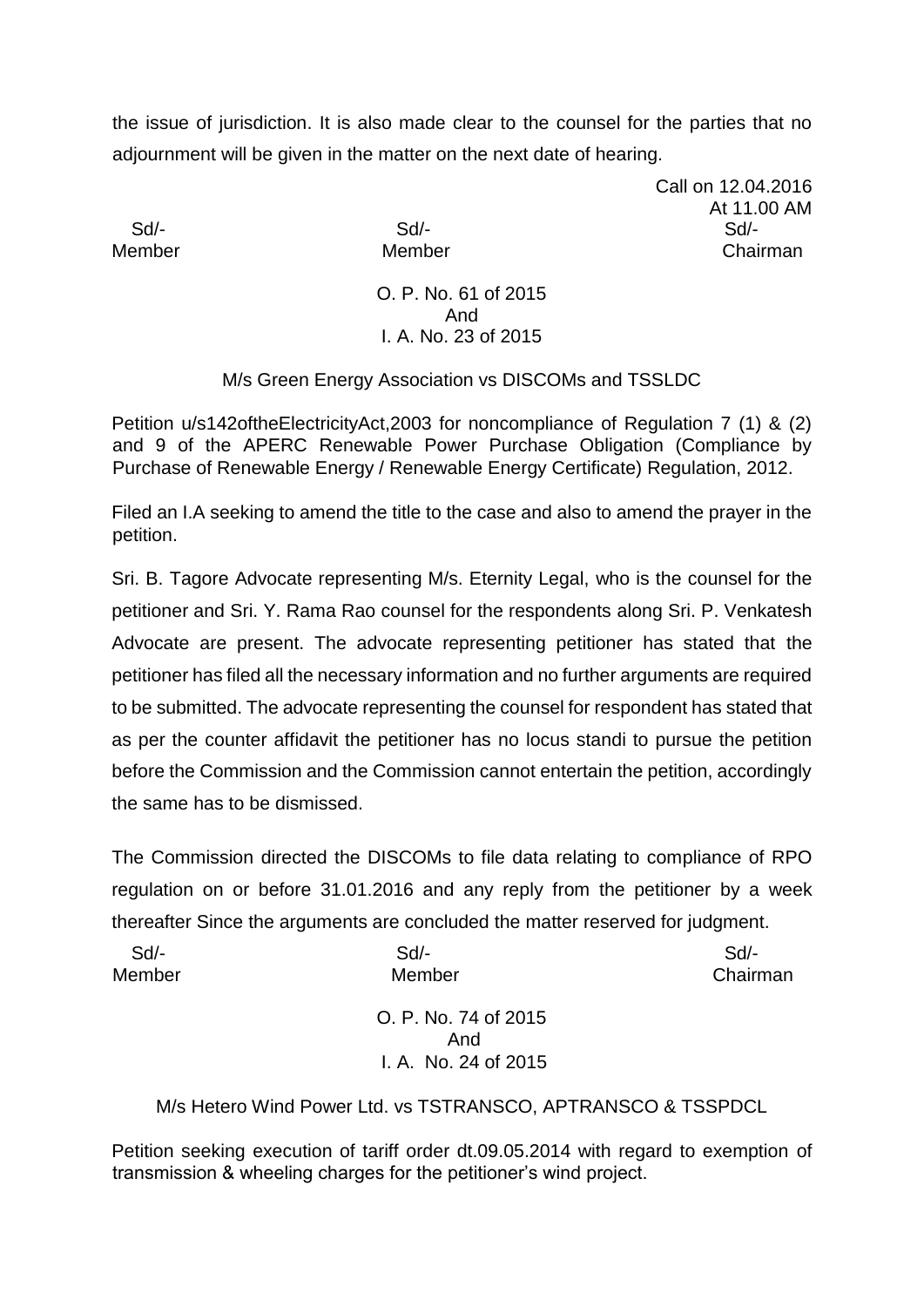the issue of jurisdiction. It is also made clear to the counsel for the parties that no adjournment will be given in the matter on the next date of hearing.

Call on 12.04.2016
At 11.00 AM

| Sd/- | Sd/- | Sd/- |
|---|---|---|
| Member | Member | Chairman |

O. P. No. 61 of 2015
And
I. A. No. 23 of 2015

M/s Green Energy Association vs DISCOMs and TSSLDC

Petition u/s142oftheElectricityAct,2003 for noncompliance of Regulation 7 (1) & (2) and 9 of the APERC Renewable Power Purchase Obligation (Compliance by Purchase of Renewable Energy / Renewable Energy Certificate) Regulation, 2012.

Filed an I.A seeking to amend the title to the case and also to amend the prayer in the petition.

Sri. B. Tagore Advocate representing M/s. Eternity Legal, who is the counsel for the petitioner and Sri. Y. Rama Rao counsel for the respondents along Sri. P. Venkatesh Advocate are present. The advocate representing petitioner has stated that the petitioner has filed all the necessary information and no further arguments are required to be submitted. The advocate representing the counsel for respondent has stated that as per the counter affidavit the petitioner has no locus standi to pursue the petition before the Commission and the Commission cannot entertain the petition, accordingly the same has to be dismissed.

The Commission directed the DISCOMs to file data relating to compliance of RPO regulation on or before 31.01.2016 and any reply from the petitioner by a week thereafter Since the arguments are concluded the matter reserved for judgment.

| Sd/- | Sd/- | Sd/- |
|---|---|---|
| Member | Member | Chairman |

O. P. No. 74 of 2015
And
I. A. No. 24 of 2015

M/s Hetero Wind Power Ltd. vs TSTRANSCO, APTRANSCO & TSSPDCL

Petition seeking execution of tariff order dt.09.05.2014 with regard to exemption of transmission & wheeling charges for the petitioner's wind project.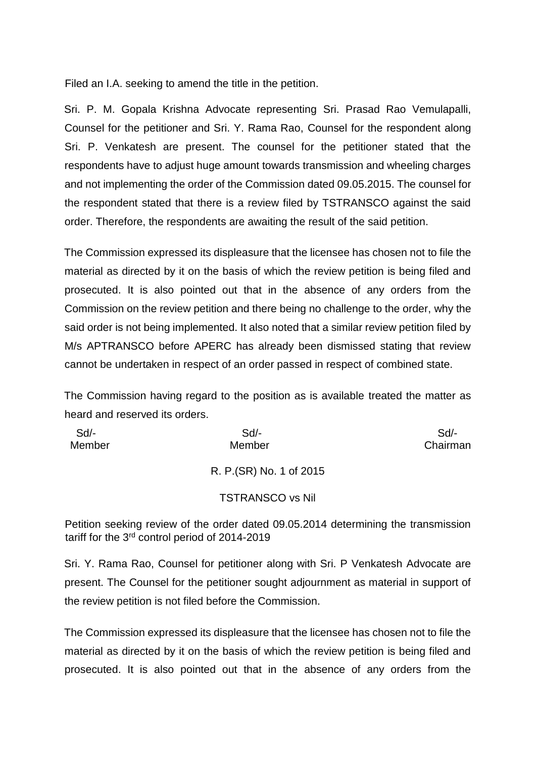Filed an I.A. seeking to amend the title in the petition.

Sri. P. M. Gopala Krishna Advocate representing Sri. Prasad Rao Vemulapalli, Counsel for the petitioner and Sri. Y. Rama Rao, Counsel for the respondent along Sri. P. Venkatesh are present. The counsel for the petitioner stated that the respondents have to adjust huge amount towards transmission and wheeling charges and not implementing the order of the Commission dated 09.05.2015. The counsel for the respondent stated that there is a review filed by TSTRANSCO against the said order. Therefore, the respondents are awaiting the result of the said petition.

The Commission expressed its displeasure that the licensee has chosen not to file the material as directed by it on the basis of which the review petition is being filed and prosecuted. It is also pointed out that in the absence of any orders from the Commission on the review petition and there being no challenge to the order, why the said order is not being implemented. It also noted that a similar review petition filed by M/s APTRANSCO before APERC has already been dismissed stating that review cannot be undertaken in respect of an order passed in respect of combined state.

The Commission having regard to the position as is available treated the matter as heard and reserved its orders.

| Sd/- | Sd/- | Sd/- |
|---|---|---|
| Member | Member | Chairman |

R. P.(SR) No. 1 of 2015

TSTRANSCO vs Nil

Petition seeking review of the order dated 09.05.2014 determining the transmission tariff for the 3rd control period of 2014-2019

Sri. Y. Rama Rao, Counsel for petitioner along with Sri. P Venkatesh Advocate are present. The Counsel for the petitioner sought adjournment as material in support of the review petition is not filed before the Commission.

The Commission expressed its displeasure that the licensee has chosen not to file the material as directed by it on the basis of which the review petition is being filed and prosecuted. It is also pointed out that in the absence of any orders from the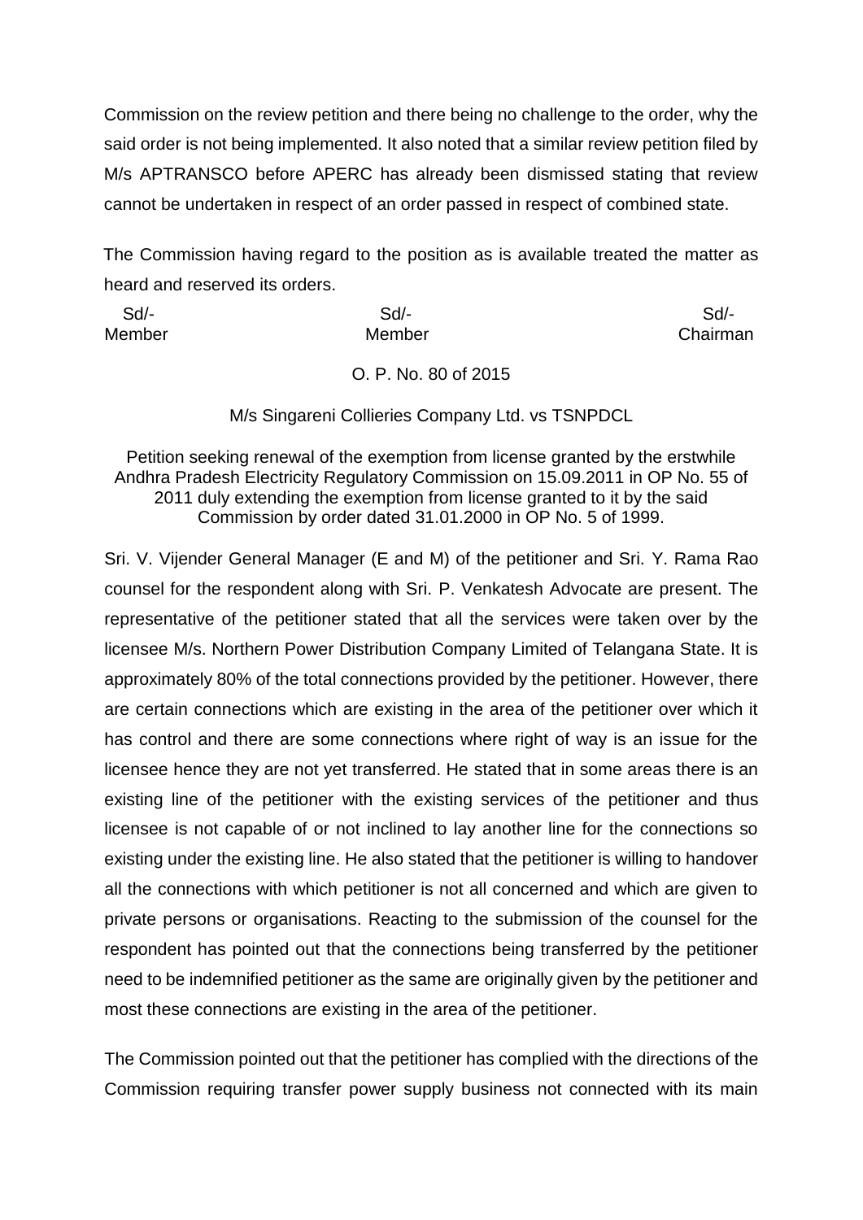Commission on the review petition and there being no challenge to the order, why the said order is not being implemented. It also noted that a similar review petition filed by M/s APTRANSCO before APERC has already been dismissed stating that review cannot be undertaken in respect of an order passed in respect of combined state.

The Commission having regard to the position as is available treated the matter as heard and reserved its orders.

| Sd/- | Sd/- | Sd/- |
|---|---|---|
| Member | Member | Chairman |

O. P. No. 80 of 2015

M/s Singareni Collieries Company Ltd. vs TSNPDCL

Petition seeking renewal of the exemption from license granted by the erstwhile Andhra Pradesh Electricity Regulatory Commission on 15.09.2011 in OP No. 55 of 2011 duly extending the exemption from license granted to it by the said Commission by order dated 31.01.2000 in OP No. 5 of 1999.

Sri. V. Vijender General Manager (E and M) of the petitioner and Sri. Y. Rama Rao counsel for the respondent along with Sri. P. Venkatesh Advocate are present. The representative of the petitioner stated that all the services were taken over by the licensee M/s. Northern Power Distribution Company Limited of Telangana State. It is approximately 80% of the total connections provided by the petitioner. However, there are certain connections which are existing in the area of the petitioner over which it has control and there are some connections where right of way is an issue for the licensee hence they are not yet transferred. He stated that in some areas there is an existing line of the petitioner with the existing services of the petitioner and thus licensee is not capable of or not inclined to lay another line for the connections so existing under the existing line. He also stated that the petitioner is willing to handover all the connections with which petitioner is not all concerned and which are given to private persons or organisations. Reacting to the submission of the counsel for the respondent has pointed out that the connections being transferred by the petitioner need to be indemnified petitioner as the same are originally given by the petitioner and most these connections are existing in the area of the petitioner.

The Commission pointed out that the petitioner has complied with the directions of the Commission requiring transfer power supply business not connected with its main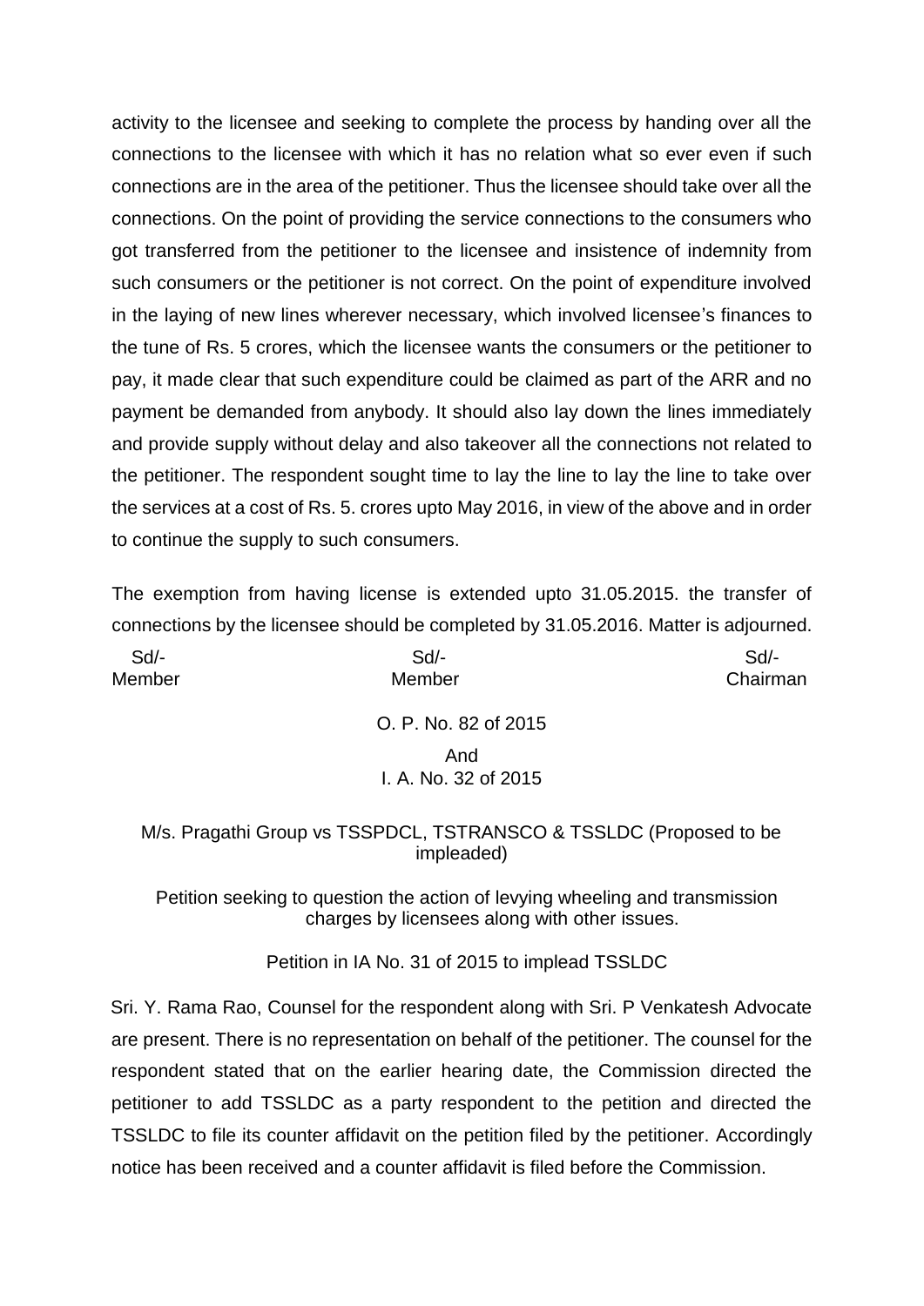activity to the licensee and seeking to complete the process by handing over all the connections to the licensee with which it has no relation what so ever even if such connections are in the area of the petitioner. Thus the licensee should take over all the connections. On the point of providing the service connections to the consumers who got transferred from the petitioner to the licensee and insistence of indemnity from such consumers or the petitioner is not correct. On the point of expenditure involved in the laying of new lines wherever necessary, which involved licensee's finances to the tune of Rs. 5 crores, which the licensee wants the consumers or the petitioner to pay, it made clear that such expenditure could be claimed as part of the ARR and no payment be demanded from anybody. It should also lay down the lines immediately and provide supply without delay and also takeover all the connections not related to the petitioner. The respondent sought time to lay the line to lay the line to take over the services at a cost of Rs. 5. crores upto May 2016, in view of the above and in order to continue the supply to such consumers.

The exemption from having license is extended upto 31.05.2015. the transfer of connections by the licensee should be completed by 31.05.2016. Matter is adjourned.

| Sd/- | Sd/- | Sd/- |
|---|---|---|
| Member | Member | Chairman |

O. P. No. 82 of 2015

And

I. A. No. 32 of 2015

M/s. Pragathi Group vs TSSPDCL, TSTRANSCO & TSSLDC (Proposed to be impleaded)

Petition seeking to question the action of levying wheeling and transmission charges by licensees along with other issues.

Petition in IA No. 31 of 2015 to implead TSSLDC

Sri. Y. Rama Rao, Counsel for the respondent along with Sri. P Venkatesh Advocate are present. There is no representation on behalf of the petitioner. The counsel for the respondent stated that on the earlier hearing date, the Commission directed the petitioner to add TSSLDC as a party respondent to the petition and directed the TSSLDC to file its counter affidavit on the petition filed by the petitioner. Accordingly notice has been received and a counter affidavit is filed before the Commission.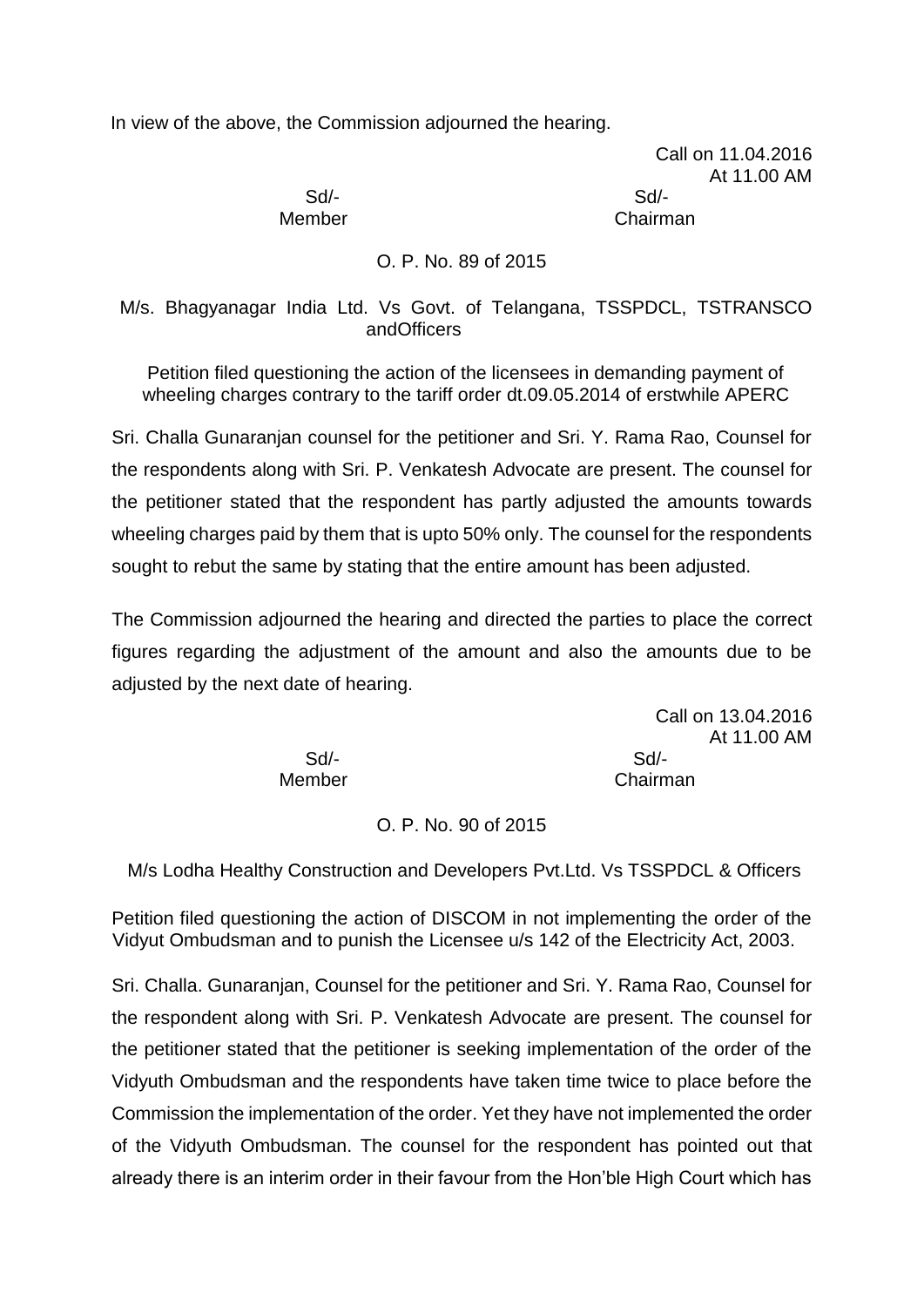In view of the above, the Commission adjourned the hearing.

Call on 11.04.2016
At 11.00 AM

Sd/-                                                    Sd/-
Member                                                  Chairman

O. P. No. 89 of 2015

M/s. Bhagyanagar India Ltd. Vs Govt. of Telangana, TSSPDCL, TSTRANSCO andOfficers

Petition filed questioning the action of the licensees in demanding payment of wheeling charges contrary to the tariff order dt.09.05.2014 of erstwhile APERC

Sri. Challa Gunaranjan counsel for the petitioner and Sri. Y. Rama Rao, Counsel for the respondents along with Sri. P. Venkatesh Advocate are present. The counsel for the petitioner stated that the respondent has partly adjusted the amounts towards wheeling charges paid by them that is upto 50% only. The counsel for the respondents sought to rebut the same by stating that the entire amount has been adjusted.

The Commission adjourned the hearing and directed the parties to place the correct figures regarding the adjustment of the amount and also the amounts due to be adjusted by the next date of hearing.

Call on 13.04.2016
At 11.00 AM

Sd/-                                                    Sd/-
Member                                                  Chairman

O. P. No. 90 of 2015

M/s Lodha Healthy Construction and Developers Pvt.Ltd. Vs TSSPDCL & Officers

Petition filed questioning the action of DISCOM in not implementing the order of the Vidyut Ombudsman and to punish the Licensee u/s 142 of the Electricity Act, 2003.

Sri. Challa. Gunaranjan, Counsel for the petitioner and Sri. Y. Rama Rao, Counsel for the respondent along with Sri. P. Venkatesh Advocate are present. The counsel for the petitioner stated that the petitioner is seeking implementation of the order of the Vidyuth Ombudsman and the respondents have taken time twice to place before the Commission the implementation of the order. Yet they have not implemented the order of the Vidyuth Ombudsman. The counsel for the respondent has pointed out that already there is an interim order in their favour from the Hon'ble High Court which has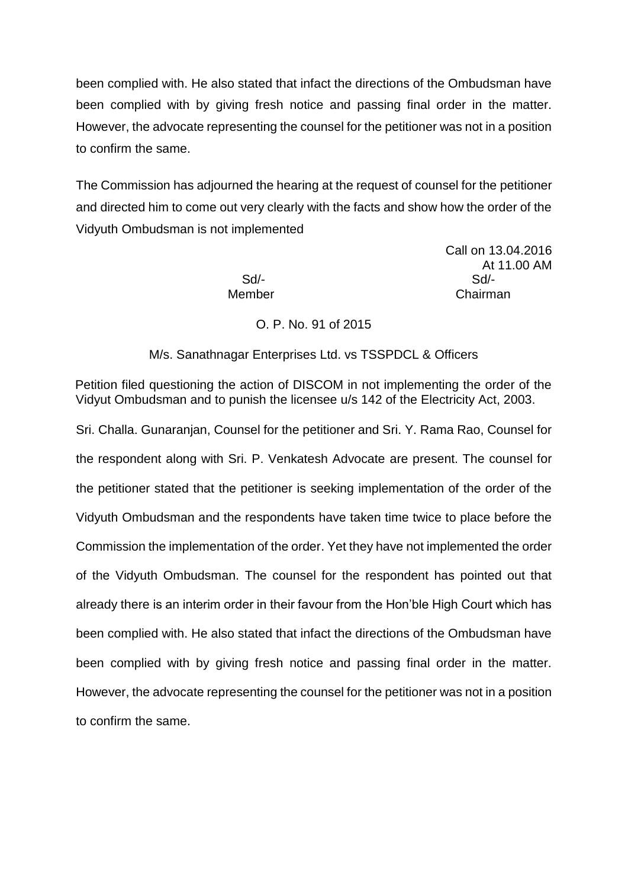been complied with. He also stated that infact the directions of the Ombudsman have been complied with by giving fresh notice and passing final order in the matter. However, the advocate representing the counsel for the petitioner was not in a position to confirm the same.

The Commission has adjourned the hearing at the request of counsel for the petitioner and directed him to come out very clearly with the facts and show how the order of the Vidyuth Ombudsman is not implemented

Call on 13.04.2016
At 11.00 AM

| Sd/- | Sd/- |
|---|---|
| Member | Chairman |

O. P. No. 91 of 2015

M/s. Sanathnagar Enterprises Ltd. vs TSSPDCL & Officers

Petition filed questioning the action of DISCOM in not implementing the order of the Vidyut Ombudsman and to punish the licensee u/s 142 of the Electricity Act, 2003.

Sri. Challa. Gunaranjan, Counsel for the petitioner and Sri. Y. Rama Rao, Counsel for the respondent along with Sri. P. Venkatesh Advocate are present. The counsel for the petitioner stated that the petitioner is seeking implementation of the order of the Vidyuth Ombudsman and the respondents have taken time twice to place before the Commission the implementation of the order. Yet they have not implemented the order of the Vidyuth Ombudsman. The counsel for the respondent has pointed out that already there is an interim order in their favour from the Hon'ble High Court which has been complied with. He also stated that infact the directions of the Ombudsman have been complied with by giving fresh notice and passing final order in the matter. However, the advocate representing the counsel for the petitioner was not in a position to confirm the same.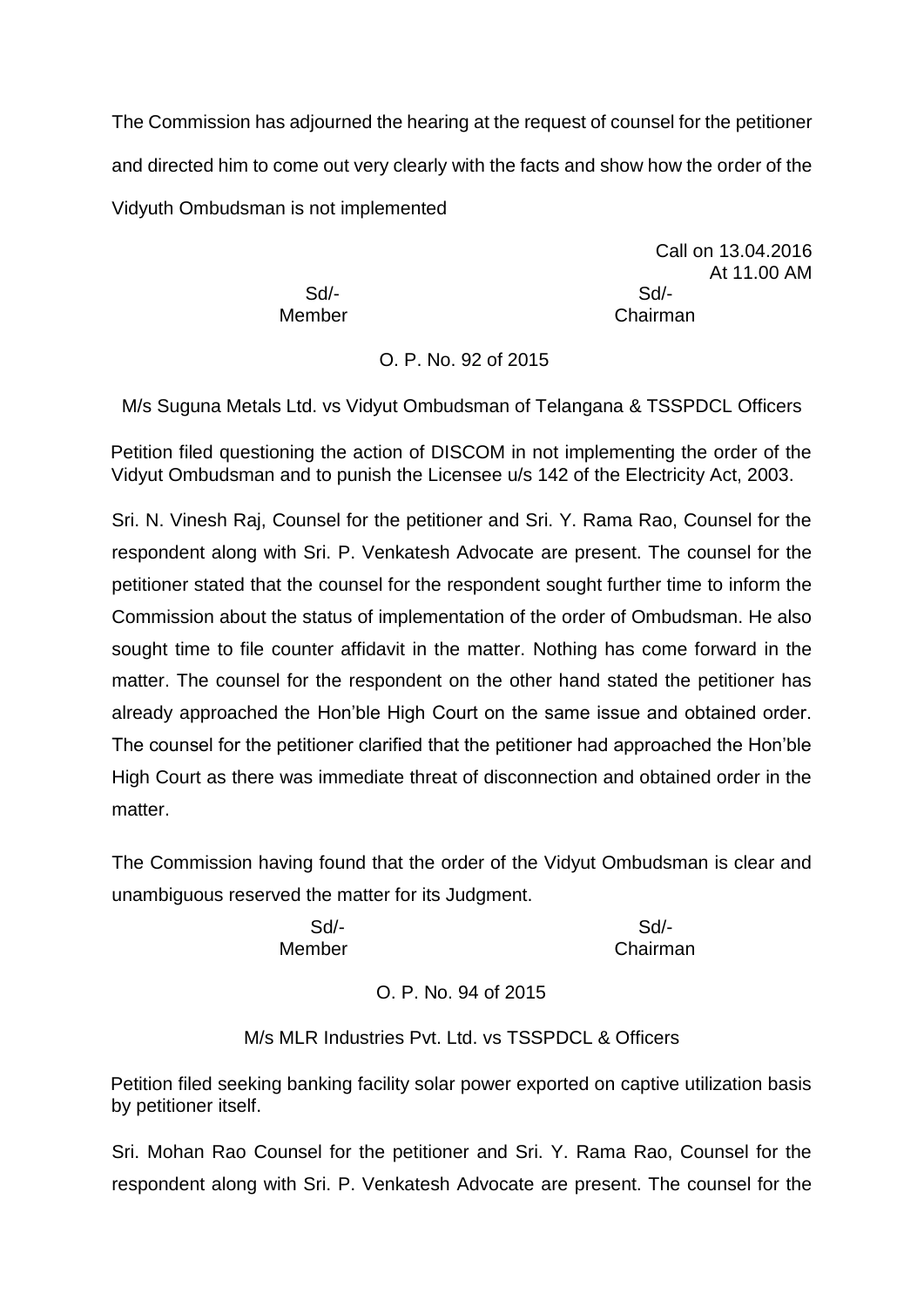The Commission has adjourned the hearing at the request of counsel for the petitioner and directed him to come out very clearly with the facts and show how the order of the Vidyuth Ombudsman is not implemented

Call on 13.04.2016
At 11.00 AM

Sd/- Member    Sd/- Chairman

O. P. No. 92 of 2015

M/s Suguna Metals Ltd. vs Vidyut Ombudsman of Telangana & TSSPDCL Officers

Petition filed questioning the action of DISCOM in not implementing the order of the Vidyut Ombudsman and to punish the Licensee u/s 142 of the Electricity Act, 2003.

Sri. N. Vinesh Raj, Counsel for the petitioner and Sri. Y. Rama Rao, Counsel for the respondent along with Sri. P. Venkatesh Advocate are present. The counsel for the petitioner stated that the counsel for the respondent sought further time to inform the Commission about the status of implementation of the order of Ombudsman. He also sought time to file counter affidavit in the matter. Nothing has come forward in the matter. The counsel for the respondent on the other hand stated the petitioner has already approached the Hon'ble High Court on the same issue and obtained order. The counsel for the petitioner clarified that the petitioner had approached the Hon'ble High Court as there was immediate threat of disconnection and obtained order in the matter.

The Commission having found that the order of the Vidyut Ombudsman is clear and unambiguous reserved the matter for its Judgment.

Sd/- Member    Sd/- Chairman

O. P. No. 94 of 2015

M/s MLR Industries Pvt. Ltd. vs TSSPDCL & Officers

Petition filed seeking banking facility solar power exported on captive utilization basis by petitioner itself.

Sri. Mohan Rao Counsel for the petitioner and Sri. Y. Rama Rao, Counsel for the respondent along with Sri. P. Venkatesh Advocate are present. The counsel for the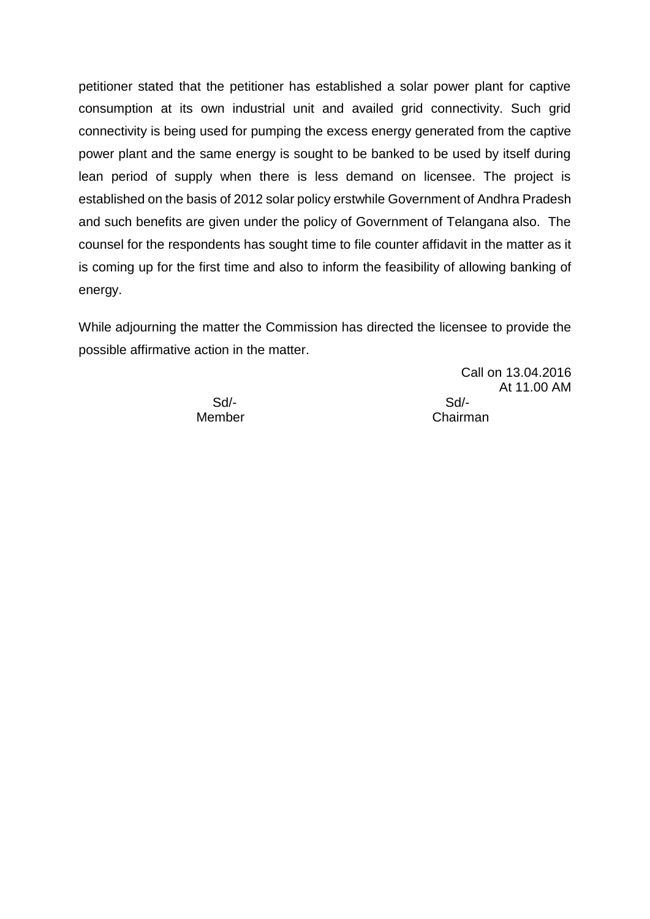petitioner stated that the petitioner has established a solar power plant for captive consumption at its own industrial unit and availed grid connectivity. Such grid connectivity is being used for pumping the excess energy generated from the captive power plant and the same energy is sought to be banked to be used by itself during lean period of supply when there is less demand on licensee. The project is established on the basis of 2012 solar policy erstwhile Government of Andhra Pradesh and such benefits are given under the policy of Government of Telangana also. The counsel for the respondents has sought time to file counter affidavit in the matter as it is coming up for the first time and also to inform the feasibility of allowing banking of energy.

While adjourning the matter the Commission has directed the licensee to provide the possible affirmative action in the matter.

Call on 13.04.2016
At 11.00 AM

| | |
|---|---|
| Sd/- | Sd/- |
| Member | Chairman |